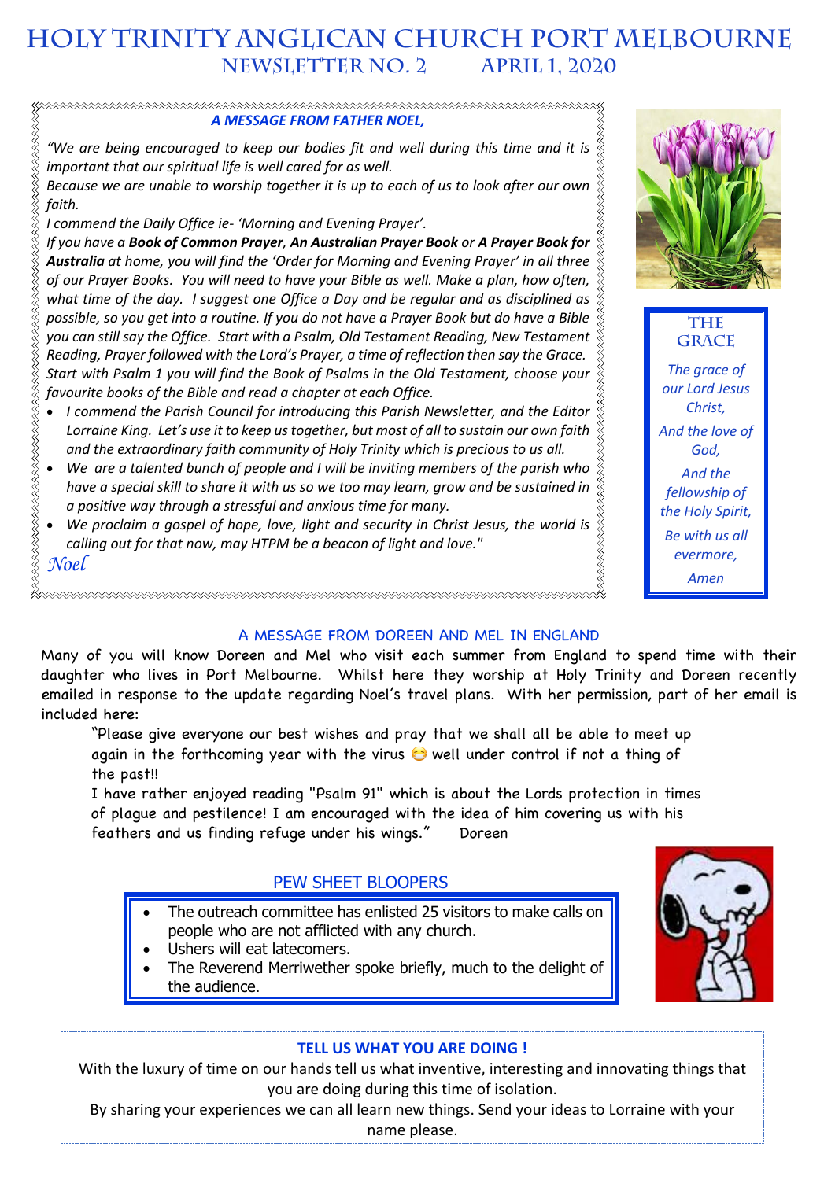# HOLY TRINITY ANGLICAN CHURCH PORT MELBOURNE
## NEWSLETTER NO. 2 APRIL 1, 2020

### *A MESSAGE FROM FATHER NOEL,*

*"We are being encouraged to keep our bodies fit and well during this time and it is important that our spiritual life is well cared for as well.*
*Because we are unable to worship together it is up to each of us to look after our own faith.*
*I commend the Daily Office ie- 'Morning and Evening Prayer'.*
*If you have a* ***Book of Common Prayer****,* ***An Australian Prayer Book*** *or* ***A Prayer Book for Australia*** *at home, you will find the 'Order for Morning and Evening Prayer' in all three of our Prayer Books. You will need to have your Bible as well. Make a plan, how often, what time of the day. I suggest one Office a Day and be regular and as disciplined as possible, so you get into a routine. If you do not have a Prayer Book but do have a Bible you can still say the Office. Start with a Psalm, Old Testament Reading, New Testament Reading, Prayer followed with the Lord's Prayer, a time of reflection then say the Grace.*
*Start with Psalm 1 you will find the Book of Psalms in the Old Testament, choose your favourite books of the Bible and read a chapter at each Office.*

- *I commend the Parish Council for introducing this Parish Newsletter, and the Editor Lorraine King. Let's use it to keep us together, but most of all to sustain our own faith and the extraordinary faith community of Holy Trinity which is precious to us all.*
- *We are a talented bunch of people and I will be inviting members of the parish who have a special skill to share it with us so we too may learn, grow and be sustained in a positive way through a stressful and anxious time for many.*
- *We proclaim a gospel of hope, love, light and security in Christ Jesus, the world is calling out for that now, may HTPM be a beacon of light and love."*

*Noel*

### THE GRACE

*The grace of our Lord Jesus Christ,*

*And the love of God,*

*And the fellowship of the Holy Spirit,*

*Be with us all evermore,*

*Amen*

### A MESSAGE FROM DOREEN AND MEL IN ENGLAND

Many of you will know Doreen and Mel who visit each summer from England to spend time with their daughter who lives in Port Melbourne. Whilst here they worship at Holy Trinity and Doreen recently emailed in response to the update regarding Noel's travel plans. With her permission, part of her email is included here:

> "Please give everyone our best wishes and pray that we shall all be able to meet up again in the forthcoming year with the virus 😁 well under control if not a thing of the past!!
> I have rather enjoyed reading "Psalm 91" which is about the Lords protection in times of plague and pestilence! I am encouraged with the idea of him covering us with his feathers and us finding refuge under his wings." Doreen

### PEW SHEET BLOOPERS

- The outreach committee has enlisted 25 visitors to make calls on people who are not afflicted with any church.
- Ushers will eat latecomers.
- The Reverend Merriwether spoke briefly, much to the delight of the audience.

### TELL US WHAT YOU ARE DOING !

With the luxury of time on our hands tell us what inventive, interesting and innovating things that you are doing during this time of isolation.

By sharing your experiences we can all learn new things. Send your ideas to Lorraine with your name please.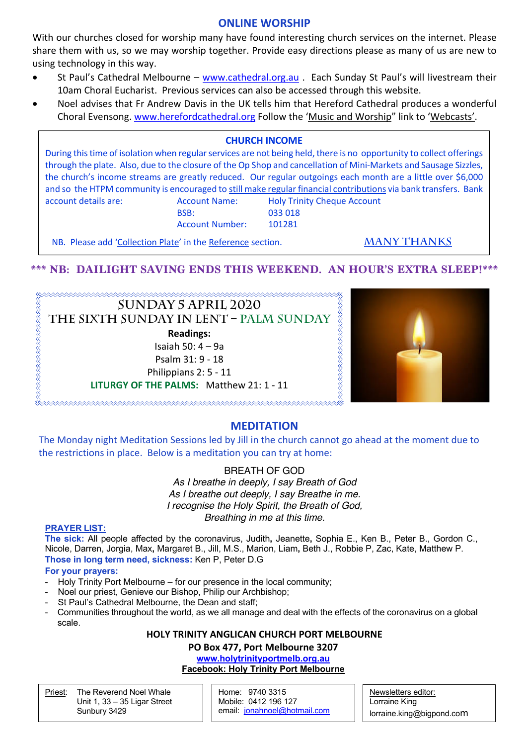## ONLINE WORSHIP

With our churches closed for worship many have found interesting church services on the internet. Please share them with us, so we may worship together. Provide easy directions please as many of us are new to using technology in this way.

- St Paul's Cathedral Melbourne – www.cathedral.org.au . Each Sunday St Paul's will livestream their 10am Choral Eucharist. Previous services can also be accessed through this website.
- Noel advises that Fr Andrew Davis in the UK tells him that Hereford Cathedral produces a wonderful Choral Evensong. www.herefordcathedral.org Follow the 'Music and Worship" link to 'Webcasts'.

### CHURCH INCOME

During this time of isolation when regular services are not being held, there is no opportunity to collect offerings through the plate. Also, due to the closure of the Op Shop and cancellation of Mini-Markets and Sausage Sizzles, the church's income streams are greatly reduced. Our regular outgoings each month are a little over $6,000 and so the HTPM community is encouraged to still make regular financial contributions via bank transfers. Bank account details are:

| | |
|---|---|
| Account Name: | Holy Trinity Cheque Account |
| BSB: | 033 018 |
| Account Number: | 101281 |

NB. Please add 'Collection Plate' in the Reference section.

MANY THANKS

**\*\*\* NB: DAILIGHT SAVING ENDS THIS WEEKEND. AN HOUR'S EXTRA SLEEP!\*\*\***

## SUNDAY 5 APRIL 2020
## THE SIXTH SUNDAY IN LENT – PALM SUNDAY

**Readings:**

Isaiah 50: 4 – 9a
Psalm 31: 9 - 18
Philippians 2: 5 - 11
**LITURGY OF THE PALMS:** Matthew 21: 1 - 11

## MEDITATION

The Monday night Meditation Sessions led by Jill in the church cannot go ahead at the moment due to the restrictions in place. Below is a meditation you can try at home:

BREATH OF GOD

*As I breathe in deeply, I say Breath of God*
*As I breathe out deeply, I say Breathe in me.*
*I recognise the Holy Spirit, the Breath of God,*
*Breathing in me at this time.*

**PRAYER LIST:**

**The sick:** All people affected by the coronavirus, Judith, Jeanette, Sophia E., Ken B., Peter B., Gordon C., Nicole, Darren, Jorgia, Max, Margaret B., Jill, M.S., Marion, Liam, Beth J., Robbie P, Zac, Kate, Matthew P.

**Those in long term need, sickness:** Ken P, Peter D.G

**For your prayers:**

- Holy Trinity Port Melbourne – for our presence in the local community;
- Noel our priest, Genieve our Bishop, Philip our Archbishop;
- St Paul's Cathedral Melbourne, the Dean and staff;
- Communities throughout the world, as we all manage and deal with the effects of the coronavirus on a global scale.

**HOLY TRINITY ANGLICAN CHURCH PORT MELBOURNE**
**PO Box 477, Port Melbourne 3207**
**www.holytrinityportmelb.org.au**
**Facebook: Holy Trinity Port Melbourne**

Priest: The Reverend Noel Whale
Unit 1, 33 – 35 Ligar Street
Sunbury 3429

Home: 9740 3315
Mobile: 0412 196 127
email: jonahnoel@hotmail.com

Newsletters editor:
Lorraine King
lorraine.king@bigpond.com